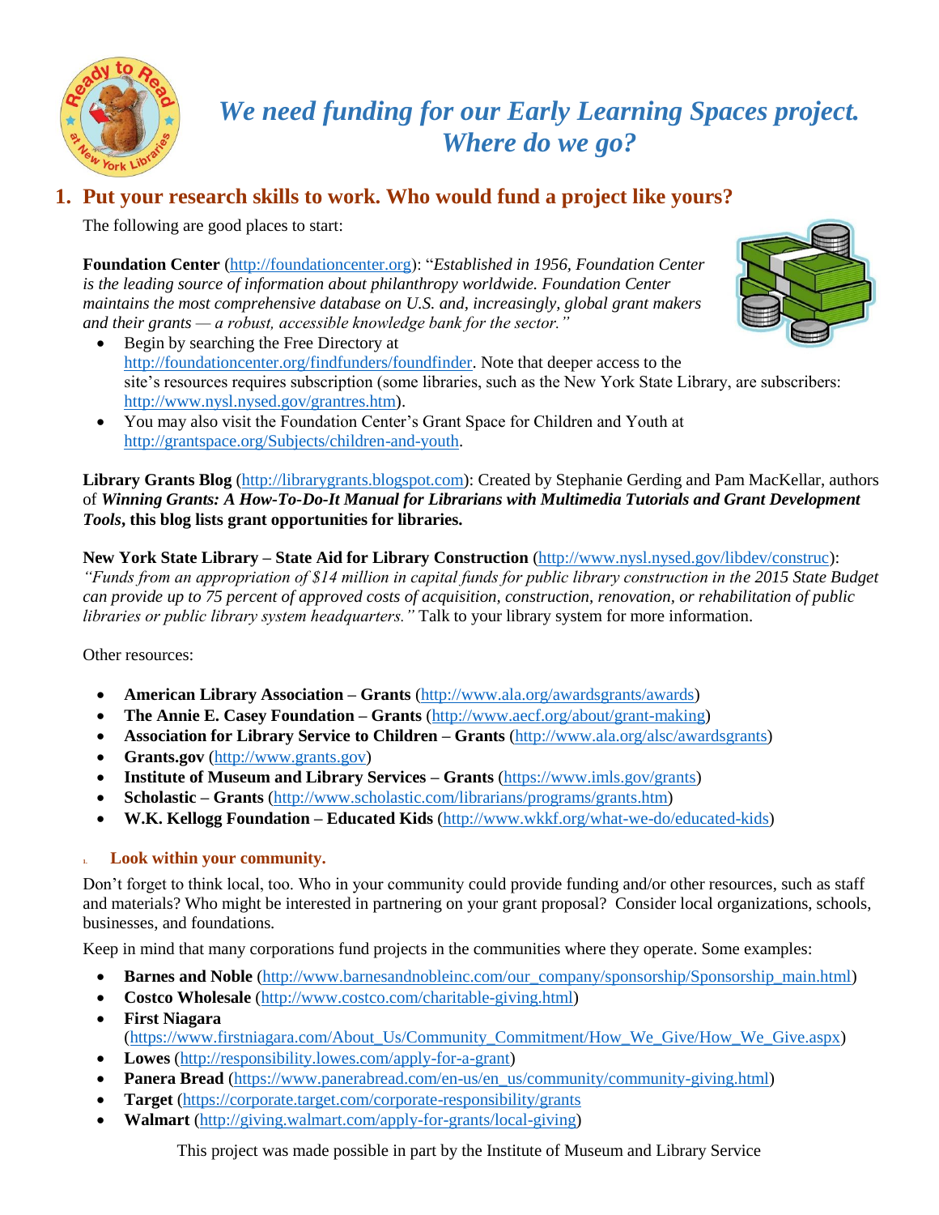# *We need funding for our Early Learning Spaces project. Where do we go?*

## 1. Put your research skills to work. Who would fund a project like yours?

The following are good places to start:

**Foundation Center** (http://foundationcenter.org): "*Established in 1956, Foundation Center is the leading source of information about philanthropy worldwide. Foundation Center maintains the most comprehensive database on U.S. and, increasingly, global grant makers and their grants — a robust, accessible knowledge bank for the sector.*"

- Begin by searching the Free Directory at http://foundationcenter.org/findfunders/foundfinder. Note that deeper access to the site's resources requires subscription (some libraries, such as the New York State Library, are subscribers: http://www.nysl.nysed.gov/grantres.htm).
- You may also visit the Foundation Center's Grant Space for Children and Youth at http://grantspace.org/Subjects/children-and-youth.

**Library Grants Blog** (http://librarygrants.blogspot.com): Created by Stephanie Gerding and Pam MacKellar, authors of ***Winning Grants: A How-To-Do-It Manual for Librarians with Multimedia Tutorials and Grant Development Tools*, this blog lists grant opportunities for libraries.**

**New York State Library – State Aid for Library Construction** (http://www.nysl.nysed.gov/libdev/construc): *"Funds from an appropriation of $14 million in capital funds for public library construction in the 2015 State Budget can provide up to 75 percent of approved costs of acquisition, construction, renovation, or rehabilitation of public libraries or public library system headquarters."* Talk to your library system for more information.

Other resources:

- **American Library Association – Grants** (http://www.ala.org/awardsgrants/awards)
- **The Annie E. Casey Foundation – Grants** (http://www.aecf.org/about/grant-making)
- **Association for Library Service to Children – Grants** (http://www.ala.org/alsc/awardsgrants)
- **Grants.gov** (http://www.grants.gov)
- **Institute of Museum and Library Services – Grants** (https://www.imls.gov/grants)
- **Scholastic – Grants** (http://www.scholastic.com/librarians/programs/grants.htm)
- **W.K. Kellogg Foundation – Educated Kids** (http://www.wkkf.org/what-we-do/educated-kids)

### 1. Look within your community.

Don't forget to think local, too. Who in your community could provide funding and/or other resources, such as staff and materials? Who might be interested in partnering on your grant proposal? Consider local organizations, schools, businesses, and foundations.

Keep in mind that many corporations fund projects in the communities where they operate. Some examples:

- **Barnes and Noble** (http://www.barnesandnobleinc.com/our_company/sponsorship/Sponsorship_main.html)
- **Costco Wholesale** (http://www.costco.com/charitable-giving.html)
- **First Niagara** (https://www.firstniagara.com/About_Us/Community_Commitment/How_We_Give/How_We_Give.aspx)
- **Lowes** (http://responsibility.lowes.com/apply-for-a-grant)
- **Panera Bread** (https://www.panerabread.com/en-us/en_us/community/community-giving.html)
- **Target** (https://corporate.target.com/corporate-responsibility/grants
- **Walmart** (http://giving.walmart.com/apply-for-grants/local-giving)

This project was made possible in part by the Institute of Museum and Library Service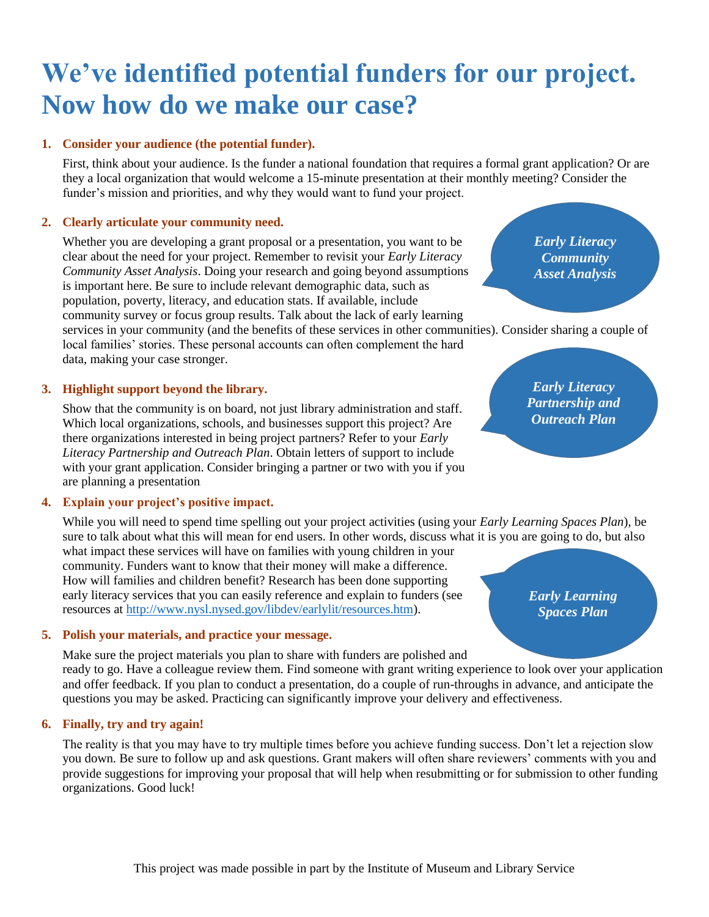# We've identified potential funders for our project. Now how do we make our case?

1. **Consider your audience (the potential funder).**

   First, think about your audience. Is the funder a national foundation that requires a formal grant application? Or are they a local organization that would welcome a 15-minute presentation at their monthly meeting? Consider the funder's mission and priorities, and why they would want to fund your project.

2. **Clearly articulate your community need.**

   Whether you are developing a grant proposal or a presentation, you want to be clear about the need for your project. Remember to revisit your *Early Literacy Community Asset Analysis*. Doing your research and going beyond assumptions is important here. Be sure to include relevant demographic data, such as population, poverty, literacy, and education stats. If available, include community survey or focus group results. Talk about the lack of early learning services in your community (and the benefits of these services in other communities). Consider sharing a couple of local families' stories. These personal accounts can often complement the hard data, making your case stronger.

   ***Early Literacy Community Asset Analysis***

3. **Highlight support beyond the library.**

   Show that the community is on board, not just library administration and staff. Which local organizations, schools, and businesses support this project? Are there organizations interested in being project partners? Refer to your *Early Literacy Partnership and Outreach Plan*. Obtain letters of support to include with your grant application. Consider bringing a partner or two with you if you are planning a presentation.

   ***Early Literacy Partnership and Outreach Plan***

4. **Explain your project's positive impact.**

   While you will need to spend time spelling out your project activities (using your *Early Learning Spaces Plan*), be sure to talk about what this will mean for end users. In other words, discuss what it is you are going to do, but also what impact these services will have on families with young children in your community. Funders want to know that their money will make a difference. How will families and children benefit? Research has been done supporting early literacy services that you can easily reference and explain to funders (see resources at http://www.nysl.nysed.gov/libdev/earlylit/resources.htm).

   ***Early Learning Spaces Plan***

5. **Polish your materials, and practice your message.**

   Make sure the project materials you plan to share with funders are polished and ready to go. Have a colleague review them. Find someone with grant writing experience to look over your application and offer feedback. If you plan to conduct a presentation, do a couple of run-throughs in advance, and anticipate the questions you may be asked. Practicing can significantly improve your delivery and effectiveness.

6. **Finally, try and try again!**

   The reality is that you may have to try multiple times before you achieve funding success. Don't let a rejection slow you down. Be sure to follow up and ask questions. Grant makers will often share reviewers' comments with you and provide suggestions for improving your proposal that will help when resubmitting or for submission to other funding organizations. Good luck!

This project was made possible in part by the Institute of Museum and Library Service